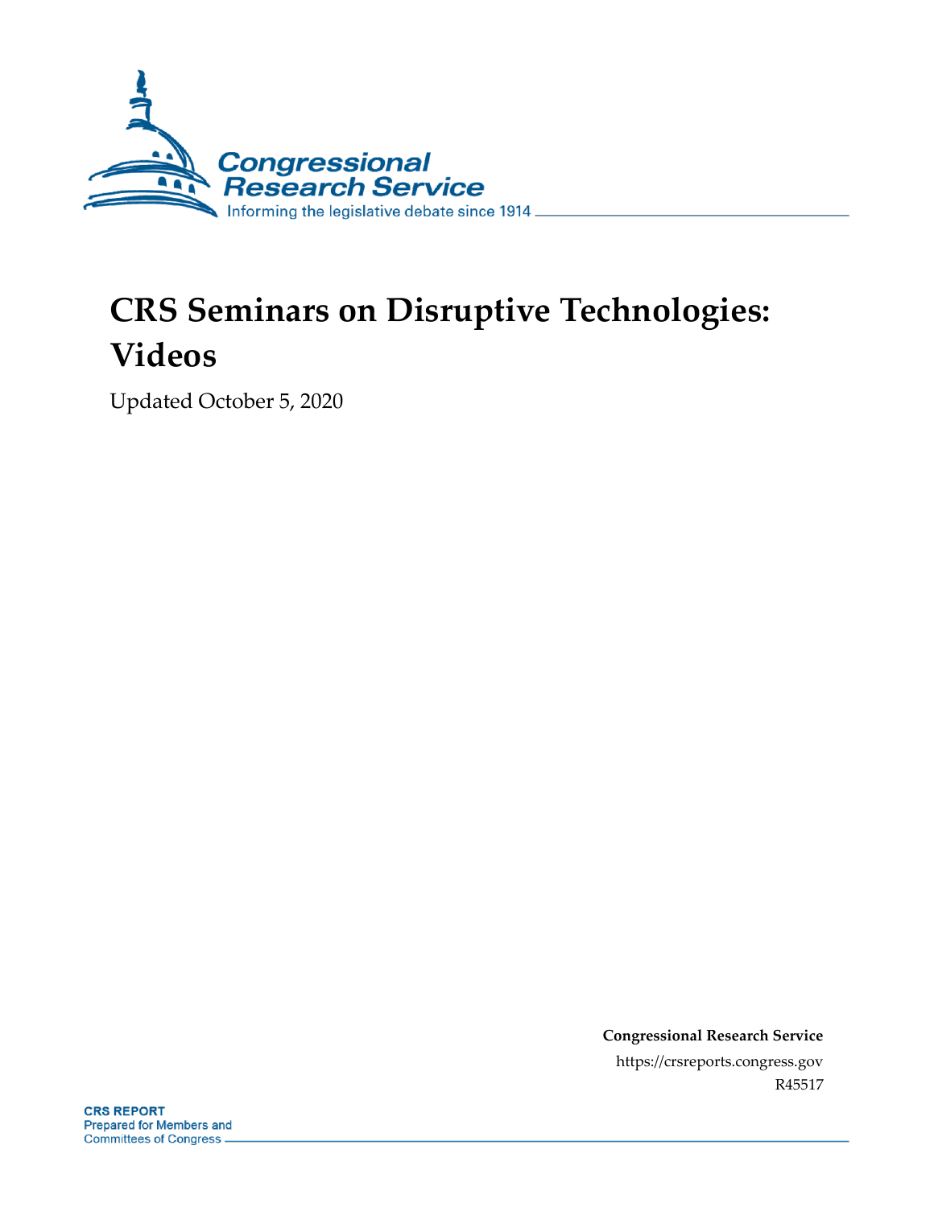# CRS Seminars on Disruptive Technologies: Videos

Updated October 5, 2020

**Congressional Research Service**

https://crsreports.congress.gov

R45517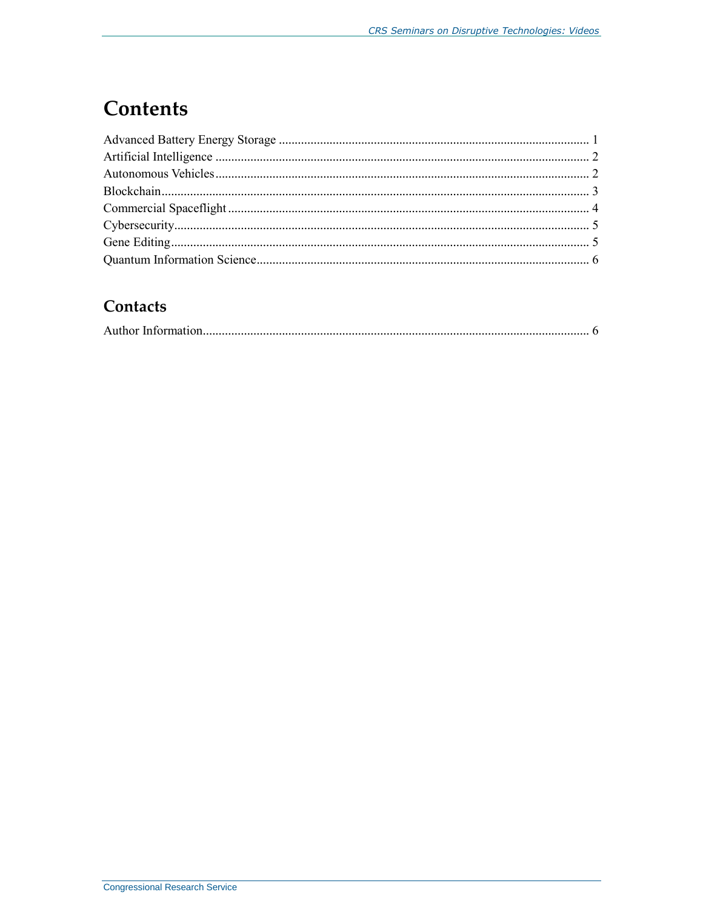# Contents

Advanced Battery Energy Storage ........................................................................................... 1
Artificial Intelligence ............................................................................................................. 2
Autonomous Vehicles ............................................................................................................ 2
Blockchain .............................................................................................................................. 3
Commercial Spaceflight ......................................................................................................... 4
Cybersecurity ......................................................................................................................... 5
Gene Editing ........................................................................................................................... 5
Quantum Information Science ............................................................................................... 6

## Contacts

Author Information ................................................................................................................. 6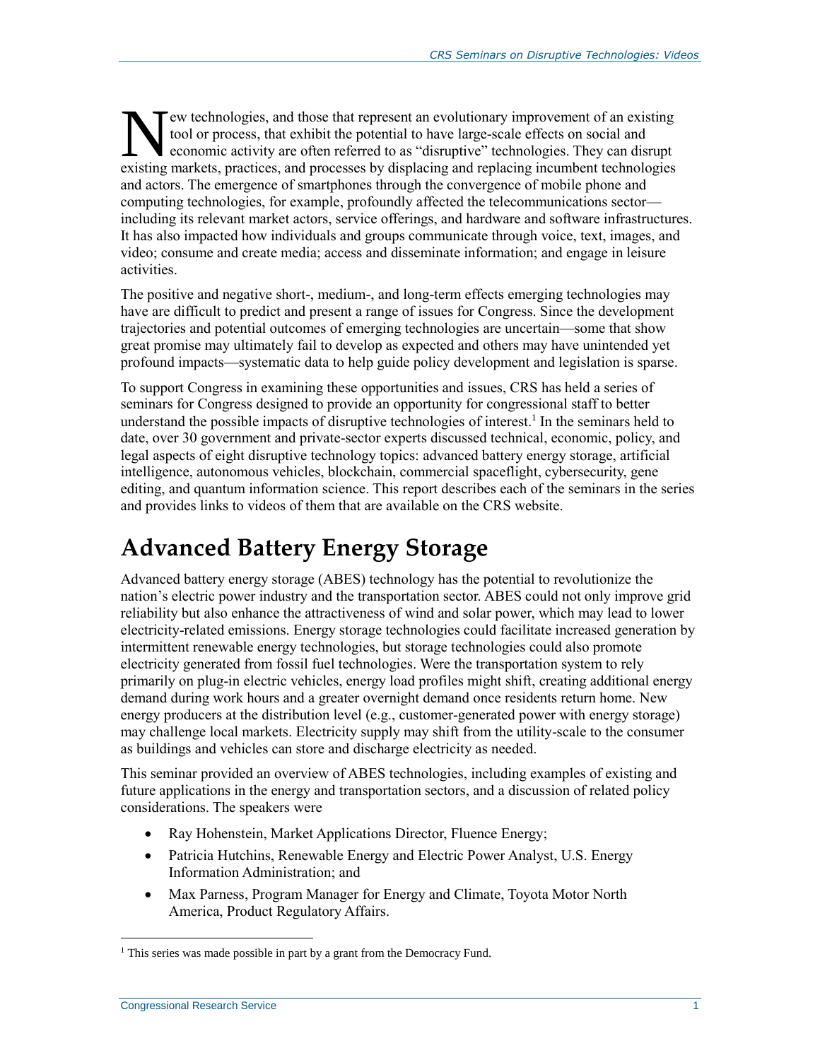New technologies, and those that represent an evolutionary improvement of an existing tool or process, that exhibit the potential to have large-scale effects on social and economic activity are often referred to as "disruptive" technologies. They can disrupt existing markets, practices, and processes by displacing and replacing incumbent technologies and actors. The emergence of smartphones through the convergence of mobile phone and computing technologies, for example, profoundly affected the telecommunications sector—including its relevant market actors, service offerings, and hardware and software infrastructures. It has also impacted how individuals and groups communicate through voice, text, images, and video; consume and create media; access and disseminate information; and engage in leisure activities.

The positive and negative short-, medium-, and long-term effects emerging technologies may have are difficult to predict and present a range of issues for Congress. Since the development trajectories and potential outcomes of emerging technologies are uncertain—some that show great promise may ultimately fail to develop as expected and others may have unintended yet profound impacts—systematic data to help guide policy development and legislation is sparse.

To support Congress in examining these opportunities and issues, CRS has held a series of seminars for Congress designed to provide an opportunity for congressional staff to better understand the possible impacts of disruptive technologies of interest.[1] In the seminars held to date, over 30 government and private-sector experts discussed technical, economic, policy, and legal aspects of eight disruptive technology topics: advanced battery energy storage, artificial intelligence, autonomous vehicles, blockchain, commercial spaceflight, cybersecurity, gene editing, and quantum information science. This report describes each of the seminars in the series and provides links to videos of them that are available on the CRS website.

# Advanced Battery Energy Storage

Advanced battery energy storage (ABES) technology has the potential to revolutionize the nation's electric power industry and the transportation sector. ABES could not only improve grid reliability but also enhance the attractiveness of wind and solar power, which may lead to lower electricity-related emissions. Energy storage technologies could facilitate increased generation by intermittent renewable energy technologies, but storage technologies could also promote electricity generated from fossil fuel technologies. Were the transportation system to rely primarily on plug-in electric vehicles, energy load profiles might shift, creating additional energy demand during work hours and a greater overnight demand once residents return home. New energy producers at the distribution level (e.g., customer-generated power with energy storage) may challenge local markets. Electricity supply may shift from the utility-scale to the consumer as buildings and vehicles can store and discharge electricity as needed.

This seminar provided an overview of ABES technologies, including examples of existing and future applications in the energy and transportation sectors, and a discussion of related policy considerations. The speakers were

- Ray Hohenstein, Market Applications Director, Fluence Energy;
- Patricia Hutchins, Renewable Energy and Electric Power Analyst, U.S. Energy Information Administration; and
- Max Parness, Program Manager for Energy and Climate, Toyota Motor North America, Product Regulatory Affairs.

[1] This series was made possible in part by a grant from the Democracy Fund.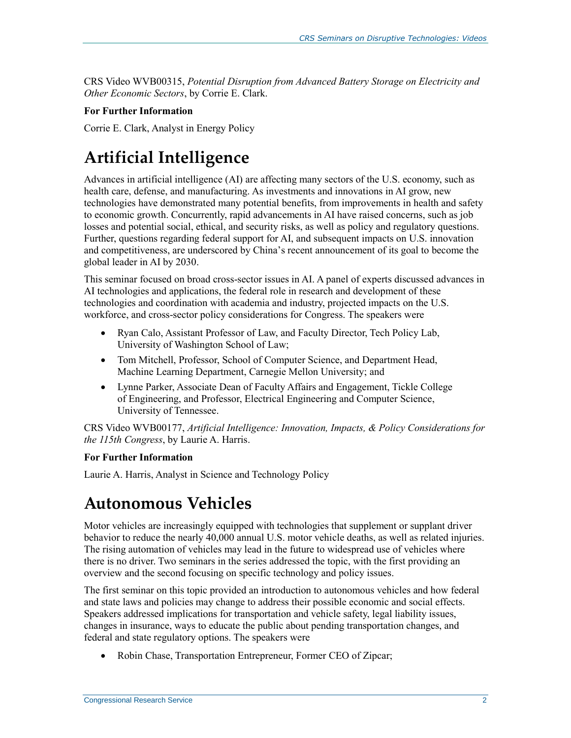CRS Video WVB00315, *Potential Disruption from Advanced Battery Storage on Electricity and Other Economic Sectors*, by Corrie E. Clark.

**For Further Information**

Corrie E. Clark, Analyst in Energy Policy

# Artificial Intelligence

Advances in artificial intelligence (AI) are affecting many sectors of the U.S. economy, such as health care, defense, and manufacturing. As investments and innovations in AI grow, new technologies have demonstrated many potential benefits, from improvements in health and safety to economic growth. Concurrently, rapid advancements in AI have raised concerns, such as job losses and potential social, ethical, and security risks, as well as policy and regulatory questions. Further, questions regarding federal support for AI, and subsequent impacts on U.S. innovation and competitiveness, are underscored by China's recent announcement of its goal to become the global leader in AI by 2030.

This seminar focused on broad cross-sector issues in AI. A panel of experts discussed advances in AI technologies and applications, the federal role in research and development of these technologies and coordination with academia and industry, projected impacts on the U.S. workforce, and cross-sector policy considerations for Congress. The speakers were

- Ryan Calo, Assistant Professor of Law, and Faculty Director, Tech Policy Lab, University of Washington School of Law;
- Tom Mitchell, Professor, School of Computer Science, and Department Head, Machine Learning Department, Carnegie Mellon University; and
- Lynne Parker, Associate Dean of Faculty Affairs and Engagement, Tickle College of Engineering, and Professor, Electrical Engineering and Computer Science, University of Tennessee.

CRS Video WVB00177, *Artificial Intelligence: Innovation, Impacts, & Policy Considerations for the 115th Congress*, by Laurie A. Harris.

**For Further Information**

Laurie A. Harris, Analyst in Science and Technology Policy

# Autonomous Vehicles

Motor vehicles are increasingly equipped with technologies that supplement or supplant driver behavior to reduce the nearly 40,000 annual U.S. motor vehicle deaths, as well as related injuries. The rising automation of vehicles may lead in the future to widespread use of vehicles where there is no driver. Two seminars in the series addressed the topic, with the first providing an overview and the second focusing on specific technology and policy issues.

The first seminar on this topic provided an introduction to autonomous vehicles and how federal and state laws and policies may change to address their possible economic and social effects. Speakers addressed implications for transportation and vehicle safety, legal liability issues, changes in insurance, ways to educate the public about pending transportation changes, and federal and state regulatory options. The speakers were

- Robin Chase, Transportation Entrepreneur, Former CEO of Zipcar;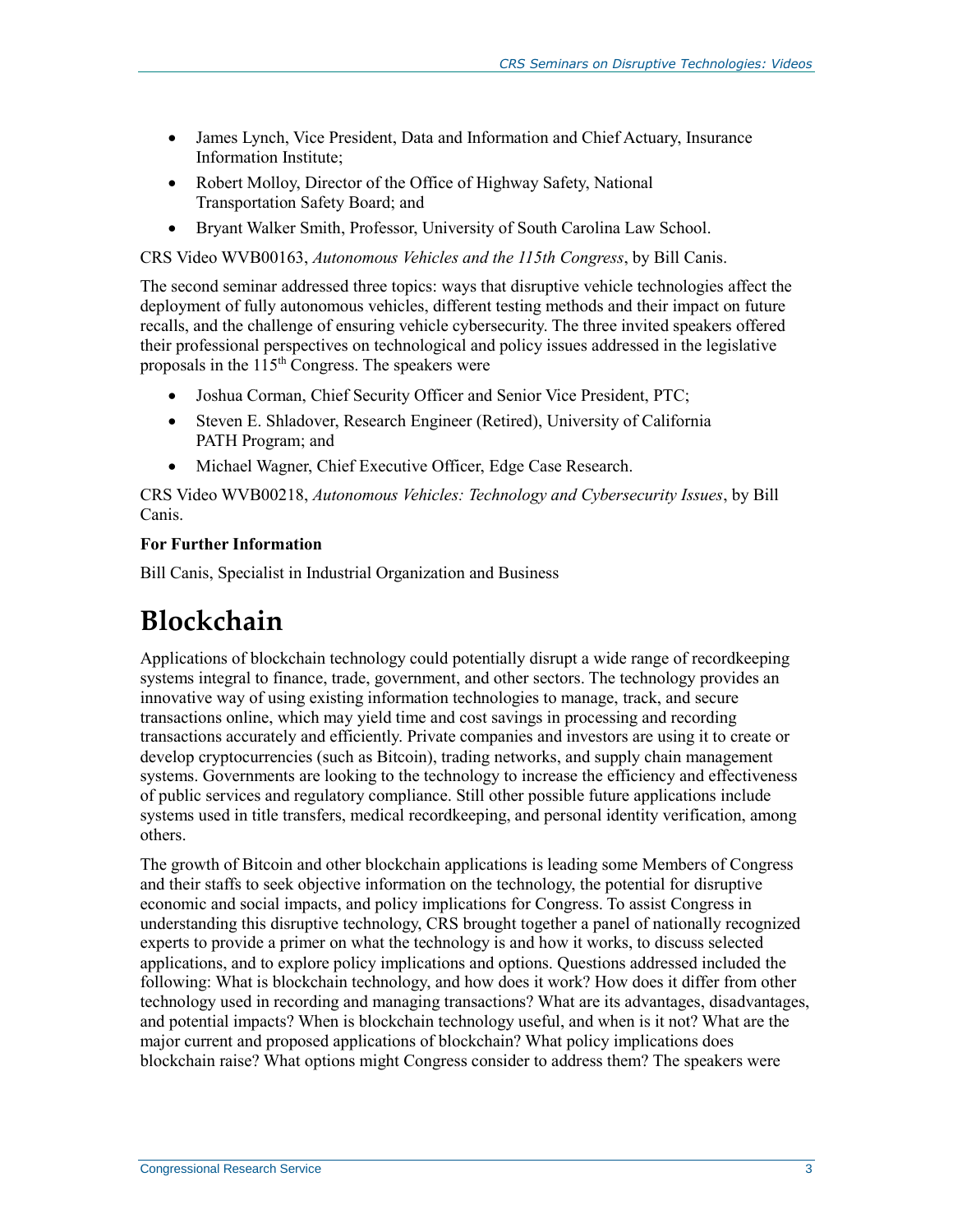- James Lynch, Vice President, Data and Information and Chief Actuary, Insurance Information Institute;
- Robert Molloy, Director of the Office of Highway Safety, National Transportation Safety Board; and
- Bryant Walker Smith, Professor, University of South Carolina Law School.

CRS Video WVB00163, *Autonomous Vehicles and the 115th Congress*, by Bill Canis.

The second seminar addressed three topics: ways that disruptive vehicle technologies affect the deployment of fully autonomous vehicles, different testing methods and their impact on future recalls, and the challenge of ensuring vehicle cybersecurity. The three invited speakers offered their professional perspectives on technological and policy issues addressed in the legislative proposals in the 115th Congress. The speakers were

- Joshua Corman, Chief Security Officer and Senior Vice President, PTC;
- Steven E. Shladover, Research Engineer (Retired), University of California PATH Program; and
- Michael Wagner, Chief Executive Officer, Edge Case Research.

CRS Video WVB00218, *Autonomous Vehicles: Technology and Cybersecurity Issues*, by Bill Canis.

**For Further Information**

Bill Canis, Specialist in Industrial Organization and Business

# Blockchain

Applications of blockchain technology could potentially disrupt a wide range of recordkeeping systems integral to finance, trade, government, and other sectors. The technology provides an innovative way of using existing information technologies to manage, track, and secure transactions online, which may yield time and cost savings in processing and recording transactions accurately and efficiently. Private companies and investors are using it to create or develop cryptocurrencies (such as Bitcoin), trading networks, and supply chain management systems. Governments are looking to the technology to increase the efficiency and effectiveness of public services and regulatory compliance. Still other possible future applications include systems used in title transfers, medical recordkeeping, and personal identity verification, among others.

The growth of Bitcoin and other blockchain applications is leading some Members of Congress and their staffs to seek objective information on the technology, the potential for disruptive economic and social impacts, and policy implications for Congress. To assist Congress in understanding this disruptive technology, CRS brought together a panel of nationally recognized experts to provide a primer on what the technology is and how it works, to discuss selected applications, and to explore policy implications and options. Questions addressed included the following: What is blockchain technology, and how does it work? How does it differ from other technology used in recording and managing transactions? What are its advantages, disadvantages, and potential impacts? When is blockchain technology useful, and when is it not? What are the major current and proposed applications of blockchain? What policy implications does blockchain raise? What options might Congress consider to address them? The speakers were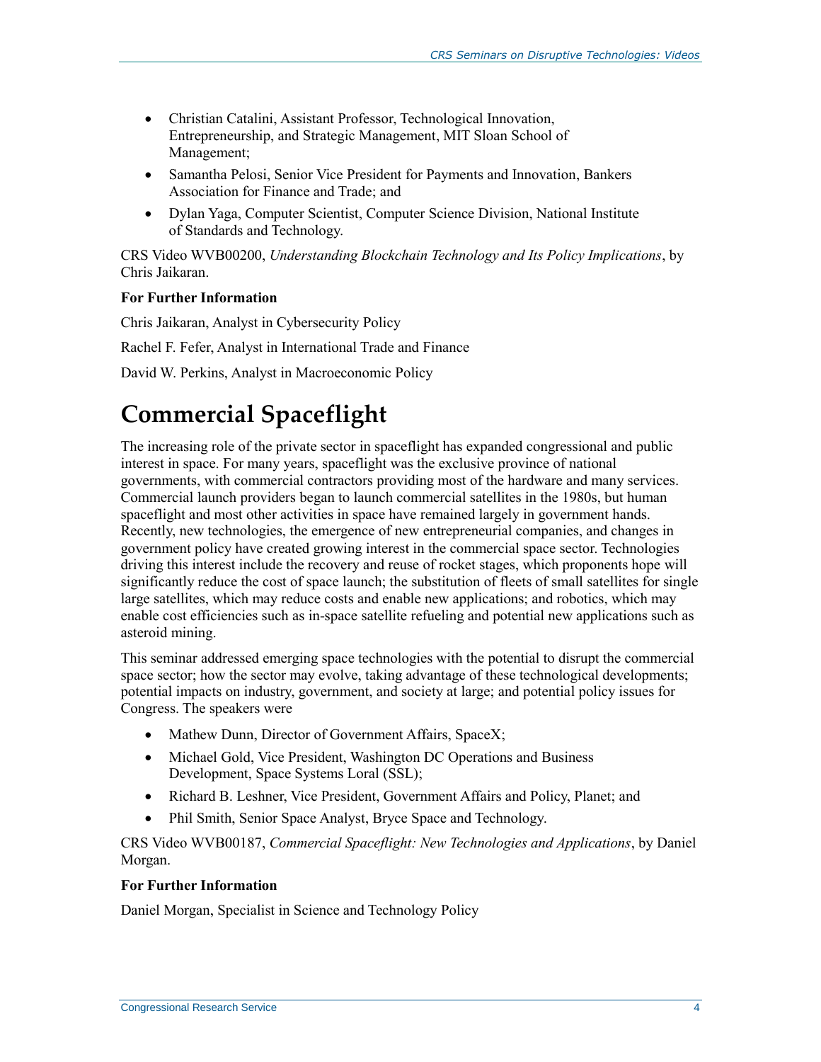- Christian Catalini, Assistant Professor, Technological Innovation, Entrepreneurship, and Strategic Management, MIT Sloan School of Management;
- Samantha Pelosi, Senior Vice President for Payments and Innovation, Bankers Association for Finance and Trade; and
- Dylan Yaga, Computer Scientist, Computer Science Division, National Institute of Standards and Technology.

CRS Video WVB00200, *Understanding Blockchain Technology and Its Policy Implications*, by Chris Jaikaran.

**For Further Information**

Chris Jaikaran, Analyst in Cybersecurity Policy

Rachel F. Fefer, Analyst in International Trade and Finance

David W. Perkins, Analyst in Macroeconomic Policy

# Commercial Spaceflight

The increasing role of the private sector in spaceflight has expanded congressional and public interest in space. For many years, spaceflight was the exclusive province of national governments, with commercial contractors providing most of the hardware and many services. Commercial launch providers began to launch commercial satellites in the 1980s, but human spaceflight and most other activities in space have remained largely in government hands. Recently, new technologies, the emergence of new entrepreneurial companies, and changes in government policy have created growing interest in the commercial space sector. Technologies driving this interest include the recovery and reuse of rocket stages, which proponents hope will significantly reduce the cost of space launch; the substitution of fleets of small satellites for single large satellites, which may reduce costs and enable new applications; and robotics, which may enable cost efficiencies such as in-space satellite refueling and potential new applications such as asteroid mining.

This seminar addressed emerging space technologies with the potential to disrupt the commercial space sector; how the sector may evolve, taking advantage of these technological developments; potential impacts on industry, government, and society at large; and potential policy issues for Congress. The speakers were

- Mathew Dunn, Director of Government Affairs, SpaceX;
- Michael Gold, Vice President, Washington DC Operations and Business Development, Space Systems Loral (SSL);
- Richard B. Leshner, Vice President, Government Affairs and Policy, Planet; and
- Phil Smith, Senior Space Analyst, Bryce Space and Technology.

CRS Video WVB00187, *Commercial Spaceflight: New Technologies and Applications*, by Daniel Morgan.

**For Further Information**

Daniel Morgan, Specialist in Science and Technology Policy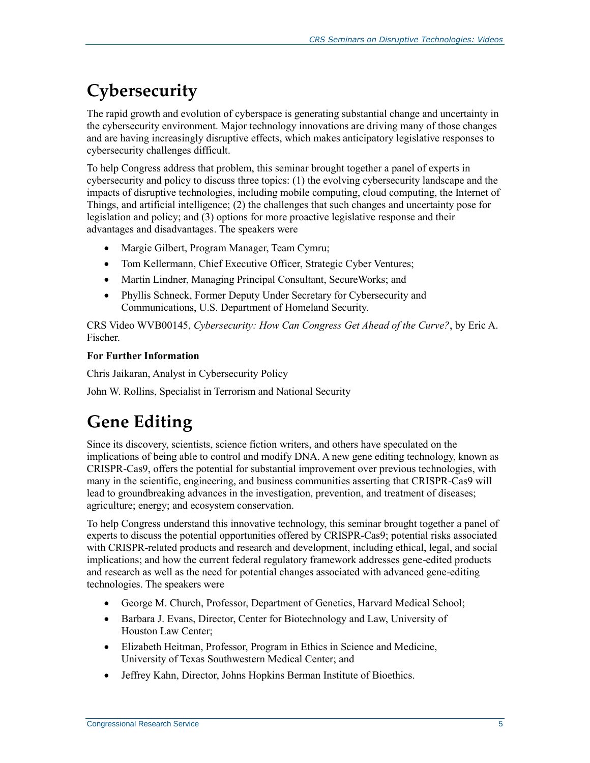# Cybersecurity

The rapid growth and evolution of cyberspace is generating substantial change and uncertainty in the cybersecurity environment. Major technology innovations are driving many of those changes and are having increasingly disruptive effects, which makes anticipatory legislative responses to cybersecurity challenges difficult.

To help Congress address that problem, this seminar brought together a panel of experts in cybersecurity and policy to discuss three topics: (1) the evolving cybersecurity landscape and the impacts of disruptive technologies, including mobile computing, cloud computing, the Internet of Things, and artificial intelligence; (2) the challenges that such changes and uncertainty pose for legislation and policy; and (3) options for more proactive legislative response and their advantages and disadvantages. The speakers were

- Margie Gilbert, Program Manager, Team Cymru;
- Tom Kellermann, Chief Executive Officer, Strategic Cyber Ventures;
- Martin Lindner, Managing Principal Consultant, SecureWorks; and
- Phyllis Schneck, Former Deputy Under Secretary for Cybersecurity and Communications, U.S. Department of Homeland Security.

CRS Video WVB00145, *Cybersecurity: How Can Congress Get Ahead of the Curve?*, by Eric A. Fischer.

**For Further Information**

Chris Jaikaran, Analyst in Cybersecurity Policy

John W. Rollins, Specialist in Terrorism and National Security

# Gene Editing

Since its discovery, scientists, science fiction writers, and others have speculated on the implications of being able to control and modify DNA. A new gene editing technology, known as CRISPR-Cas9, offers the potential for substantial improvement over previous technologies, with many in the scientific, engineering, and business communities asserting that CRISPR-Cas9 will lead to groundbreaking advances in the investigation, prevention, and treatment of diseases; agriculture; energy; and ecosystem conservation.

To help Congress understand this innovative technology, this seminar brought together a panel of experts to discuss the potential opportunities offered by CRISPR-Cas9; potential risks associated with CRISPR-related products and research and development, including ethical, legal, and social implications; and how the current federal regulatory framework addresses gene-edited products and research as well as the need for potential changes associated with advanced gene-editing technologies. The speakers were

- George M. Church, Professor, Department of Genetics, Harvard Medical School;
- Barbara J. Evans, Director, Center for Biotechnology and Law, University of Houston Law Center;
- Elizabeth Heitman, Professor, Program in Ethics in Science and Medicine, University of Texas Southwestern Medical Center; and
- Jeffrey Kahn, Director, Johns Hopkins Berman Institute of Bioethics.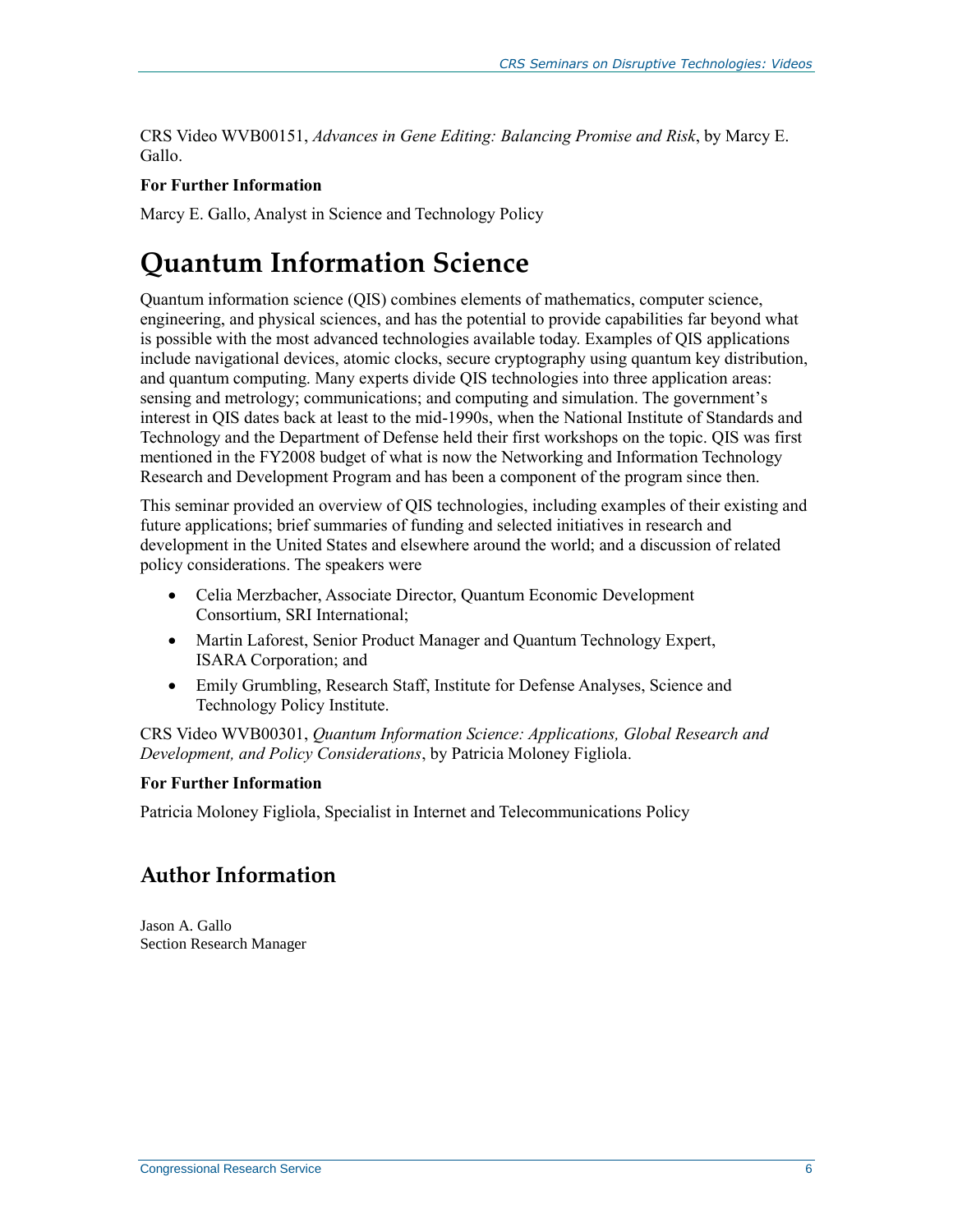CRS Video WVB00151, *Advances in Gene Editing: Balancing Promise and Risk*, by Marcy E. Gallo.

**For Further Information**

Marcy E. Gallo, Analyst in Science and Technology Policy

# Quantum Information Science

Quantum information science (QIS) combines elements of mathematics, computer science, engineering, and physical sciences, and has the potential to provide capabilities far beyond what is possible with the most advanced technologies available today. Examples of QIS applications include navigational devices, atomic clocks, secure cryptography using quantum key distribution, and quantum computing. Many experts divide QIS technologies into three application areas: sensing and metrology; communications; and computing and simulation. The government's interest in QIS dates back at least to the mid-1990s, when the National Institute of Standards and Technology and the Department of Defense held their first workshops on the topic. QIS was first mentioned in the FY2008 budget of what is now the Networking and Information Technology Research and Development Program and has been a component of the program since then.

This seminar provided an overview of QIS technologies, including examples of their existing and future applications; brief summaries of funding and selected initiatives in research and development in the United States and elsewhere around the world; and a discussion of related policy considerations. The speakers were

- Celia Merzbacher, Associate Director, Quantum Economic Development Consortium, SRI International;
- Martin Laforest, Senior Product Manager and Quantum Technology Expert, ISARA Corporation; and
- Emily Grumbling, Research Staff, Institute for Defense Analyses, Science and Technology Policy Institute.

CRS Video WVB00301, *Quantum Information Science: Applications, Global Research and Development, and Policy Considerations*, by Patricia Moloney Figliola.

**For Further Information**

Patricia Moloney Figliola, Specialist in Internet and Telecommunications Policy

## Author Information

Jason A. Gallo
Section Research Manager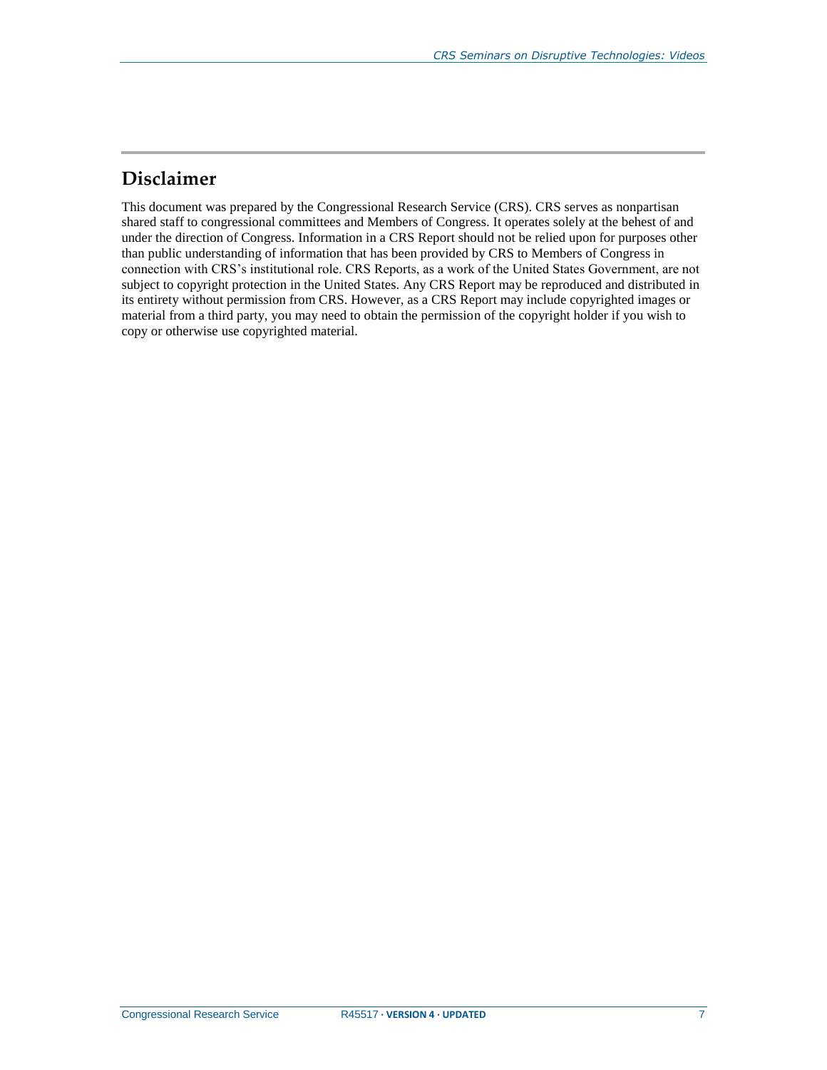## Disclaimer

This document was prepared by the Congressional Research Service (CRS). CRS serves as nonpartisan shared staff to congressional committees and Members of Congress. It operates solely at the behest of and under the direction of Congress. Information in a CRS Report should not be relied upon for purposes other than public understanding of information that has been provided by CRS to Members of Congress in connection with CRS's institutional role. CRS Reports, as a work of the United States Government, are not subject to copyright protection in the United States. Any CRS Report may be reproduced and distributed in its entirety without permission from CRS. However, as a CRS Report may include copyrighted images or material from a third party, you may need to obtain the permission of the copyright holder if you wish to copy or otherwise use copyrighted material.